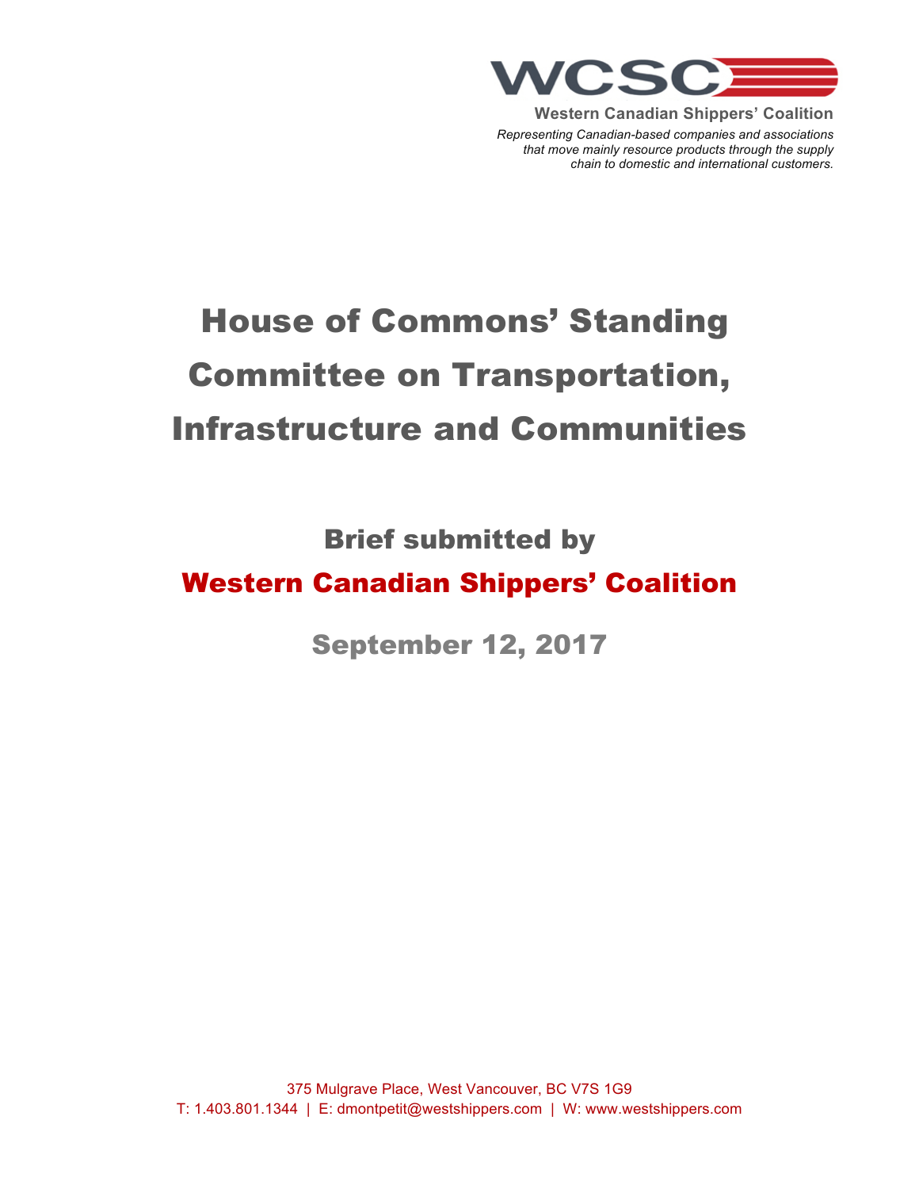**WCSC**

**Western Canadian Shippers' Coalition**

*Representing Canadian-based companies and associations that move mainly resource products through the supply chain to domestic and international customers.*

# House of Commons' Standing Committee on Transportation, Infrastructure and Communities

## Brief submitted by

## Western Canadian Shippers' Coalition

## September 12, 2017

375 Mulgrave Place, West Vancouver, BC V7S 1G9
T: 1.403.801.1344 | E: dmontpetit@westshippers.com | W: www.westshippers.com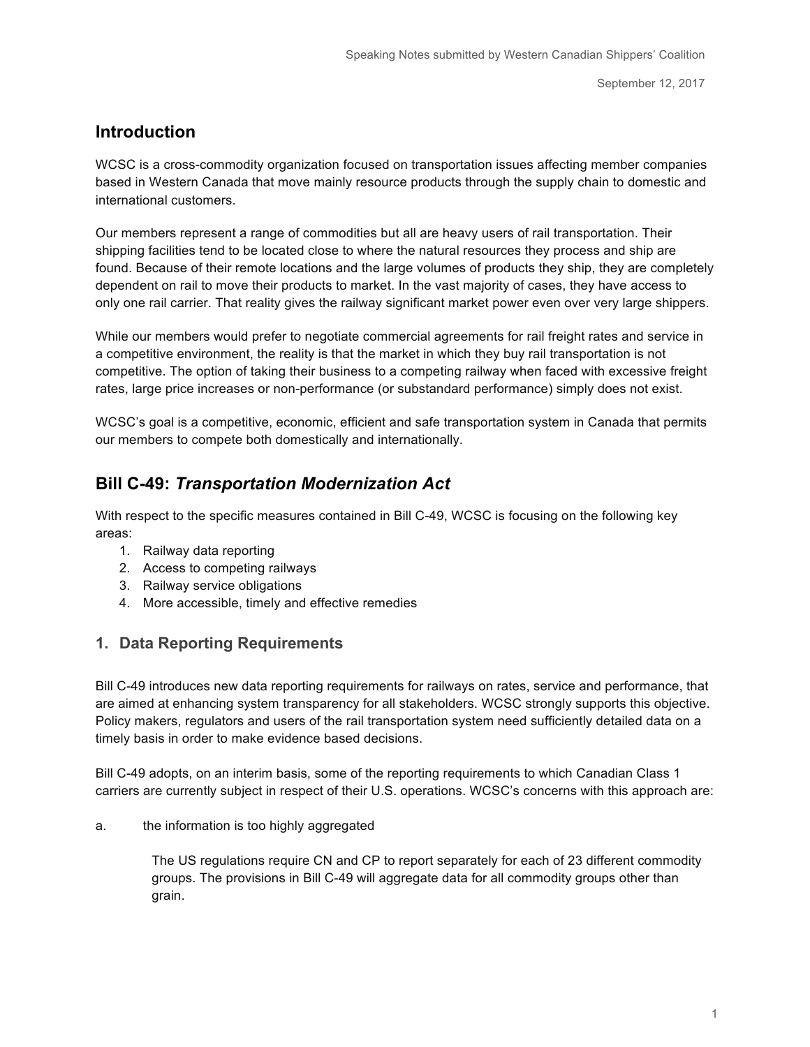## Introduction

WCSC is a cross-commodity organization focused on transportation issues affecting member companies based in Western Canada that move mainly resource products through the supply chain to domestic and international customers.

Our members represent a range of commodities but all are heavy users of rail transportation. Their shipping facilities tend to be located close to where the natural resources they process and ship are found. Because of their remote locations and the large volumes of products they ship, they are completely dependent on rail to move their products to market. In the vast majority of cases, they have access to only one rail carrier. That reality gives the railway significant market power even over very large shippers.

While our members would prefer to negotiate commercial agreements for rail freight rates and service in a competitive environment, the reality is that the market in which they buy rail transportation is not competitive. The option of taking their business to a competing railway when faced with excessive freight rates, large price increases or non-performance (or substandard performance) simply does not exist.

WCSC's goal is a competitive, economic, efficient and safe transportation system in Canada that permits our members to compete both domestically and internationally.

## Bill C-49: *Transportation Modernization Act*

With respect to the specific measures contained in Bill C-49, WCSC is focusing on the following key areas:

1. Railway data reporting
2. Access to competing railways
3. Railway service obligations
4. More accessible, timely and effective remedies

### 1. Data Reporting Requirements

Bill C-49 introduces new data reporting requirements for railways on rates, service and performance, that are aimed at enhancing system transparency for all stakeholders. WCSC strongly supports this objective. Policy makers, regulators and users of the rail transportation system need sufficiently detailed data on a timely basis in order to make evidence based decisions.

Bill C-49 adopts, on an interim basis, some of the reporting requirements to which Canadian Class 1 carriers are currently subject in respect of their U.S. operations. WCSC's concerns with this approach are:

a. the information is too highly aggregated

> The US regulations require CN and CP to report separately for each of 23 different commodity groups. The provisions in Bill C-49 will aggregate data for all commodity groups other than grain.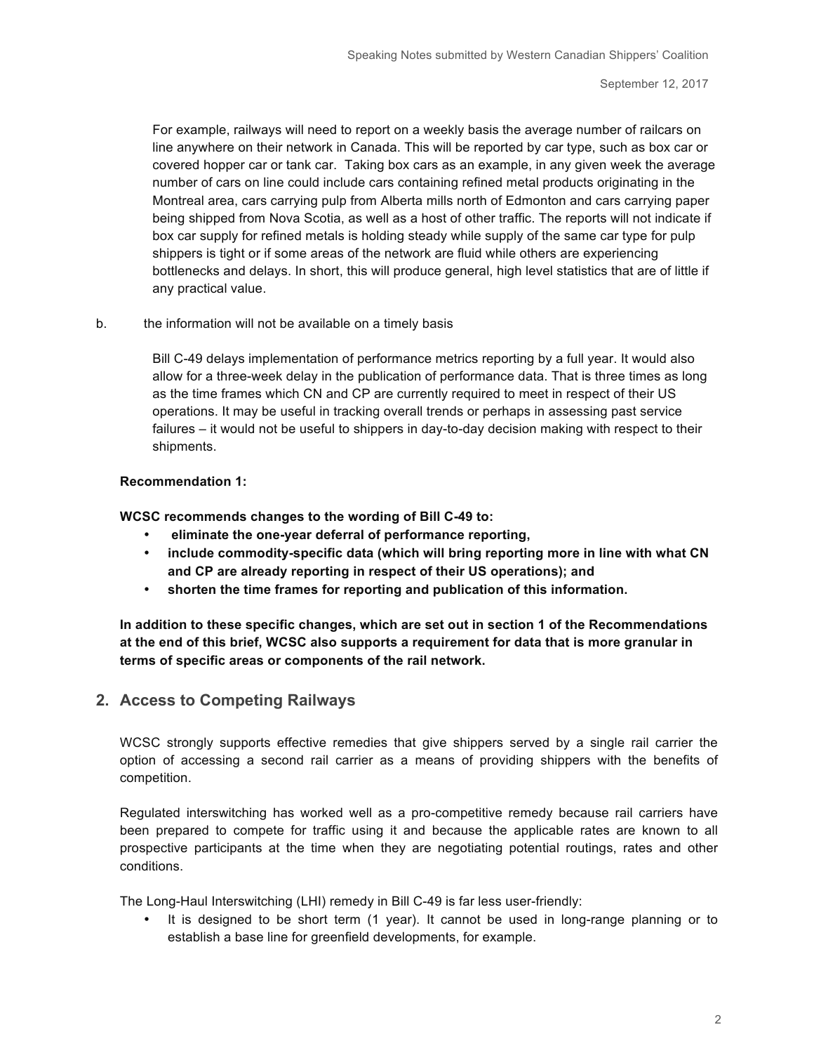For example, railways will need to report on a weekly basis the average number of railcars on line anywhere on their network in Canada. This will be reported by car type, such as box car or covered hopper car or tank car. Taking box cars as an example, in any given week the average number of cars on line could include cars containing refined metal products originating in the Montreal area, cars carrying pulp from Alberta mills north of Edmonton and cars carrying paper being shipped from Nova Scotia, as well as a host of other traffic. The reports will not indicate if box car supply for refined metals is holding steady while supply of the same car type for pulp shippers is tight or if some areas of the network are fluid while others are experiencing bottlenecks and delays. In short, this will produce general, high level statistics that are of little if any practical value.

b. the information will not be available on a timely basis

Bill C-49 delays implementation of performance metrics reporting by a full year. It would also allow for a three-week delay in the publication of performance data. That is three times as long as the time frames which CN and CP are currently required to meet in respect of their US operations. It may be useful in tracking overall trends or perhaps in assessing past service failures – it would not be useful to shippers in day-to-day decision making with respect to their shipments.

**Recommendation 1:**

**WCSC recommends changes to the wording of Bill C-49 to:**

- **eliminate the one-year deferral of performance reporting,**
- **include commodity-specific data (which will bring reporting more in line with what CN and CP are already reporting in respect of their US operations); and**
- **shorten the time frames for reporting and publication of this information.**

**In addition to these specific changes, which are set out in section 1 of the Recommendations at the end of this brief, WCSC also supports a requirement for data that is more granular in terms of specific areas or components of the rail network.**

## 2. Access to Competing Railways

WCSC strongly supports effective remedies that give shippers served by a single rail carrier the option of accessing a second rail carrier as a means of providing shippers with the benefits of competition.

Regulated interswitching has worked well as a pro-competitive remedy because rail carriers have been prepared to compete for traffic using it and because the applicable rates are known to all prospective participants at the time when they are negotiating potential routings, rates and other conditions.

The Long-Haul Interswitching (LHI) remedy in Bill C-49 is far less user-friendly:

- It is designed to be short term (1 year). It cannot be used in long-range planning or to establish a base line for greenfield developments, for example.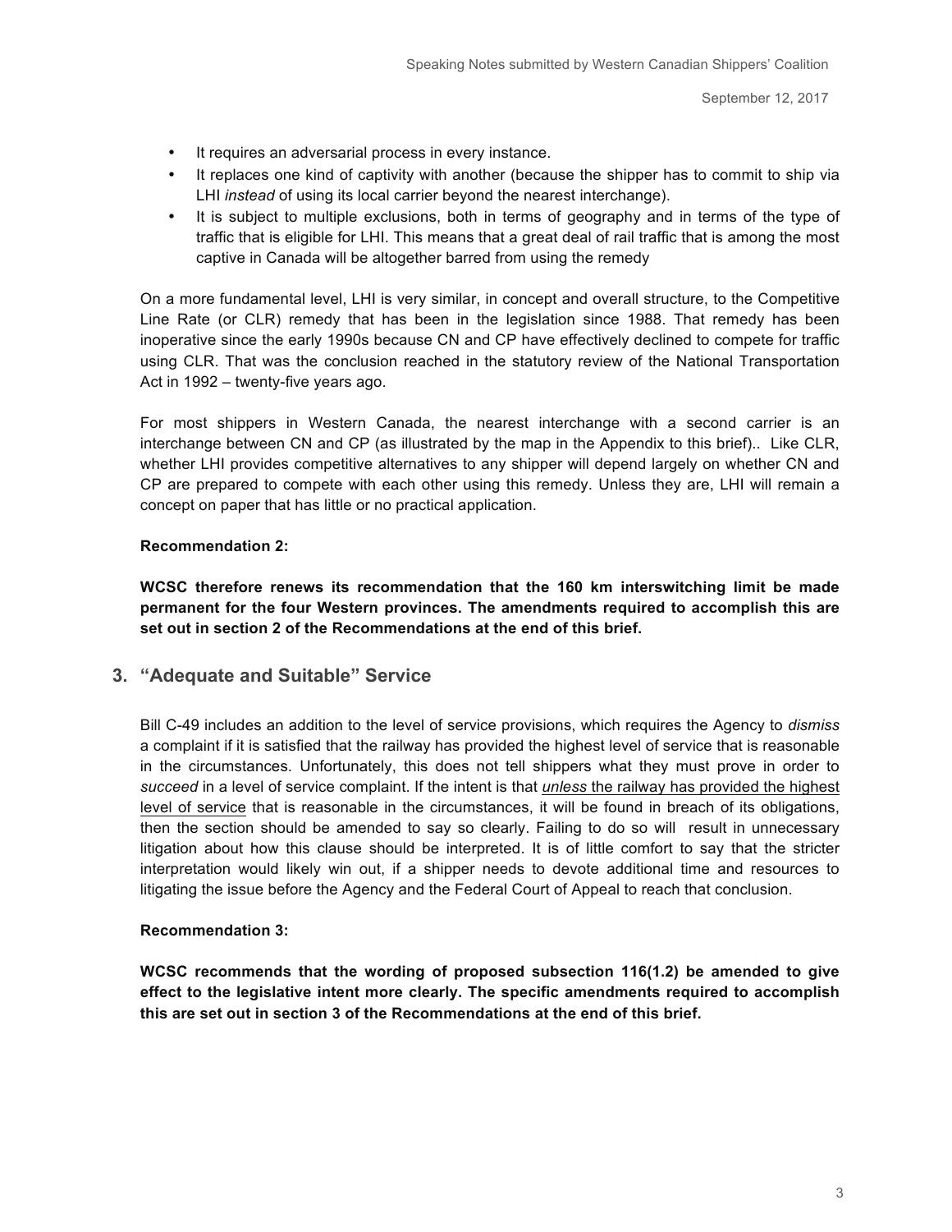- It requires an adversarial process in every instance.
- It replaces one kind of captivity with another (because the shipper has to commit to ship via LHI *instead* of using its local carrier beyond the nearest interchange).
- It is subject to multiple exclusions, both in terms of geography and in terms of the type of traffic that is eligible for LHI. This means that a great deal of rail traffic that is among the most captive in Canada will be altogether barred from using the remedy

On a more fundamental level, LHI is very similar, in concept and overall structure, to the Competitive Line Rate (or CLR) remedy that has been in the legislation since 1988. That remedy has been inoperative since the early 1990s because CN and CP have effectively declined to compete for traffic using CLR. That was the conclusion reached in the statutory review of the National Transportation Act in 1992 – twenty-five years ago.

For most shippers in Western Canada, the nearest interchange with a second carrier is an interchange between CN and CP (as illustrated by the map in the Appendix to this brief).. Like CLR, whether LHI provides competitive alternatives to any shipper will depend largely on whether CN and CP are prepared to compete with each other using this remedy. Unless they are, LHI will remain a concept on paper that has little or no practical application.

**Recommendation 2:**

**WCSC therefore renews its recommendation that the 160 km interswitching limit be made permanent for the four Western provinces. The amendments required to accomplish this are set out in section 2 of the Recommendations at the end of this brief.**

## 3. "Adequate and Suitable" Service

Bill C-49 includes an addition to the level of service provisions, which requires the Agency to *dismiss* a complaint if it is satisfied that the railway has provided the highest level of service that is reasonable in the circumstances. Unfortunately, this does not tell shippers what they must prove in order to *succeed* in a level of service complaint. If the intent is that *unless* the railway has provided the highest level of service that is reasonable in the circumstances, it will be found in breach of its obligations, then the section should be amended to say so clearly. Failing to do so will result in unnecessary litigation about how this clause should be interpreted. It is of little comfort to say that the stricter interpretation would likely win out, if a shipper needs to devote additional time and resources to litigating the issue before the Agency and the Federal Court of Appeal to reach that conclusion.

**Recommendation 3:**

**WCSC recommends that the wording of proposed subsection 116(1.2) be amended to give effect to the legislative intent more clearly. The specific amendments required to accomplish this are set out in section 3 of the Recommendations at the end of this brief.**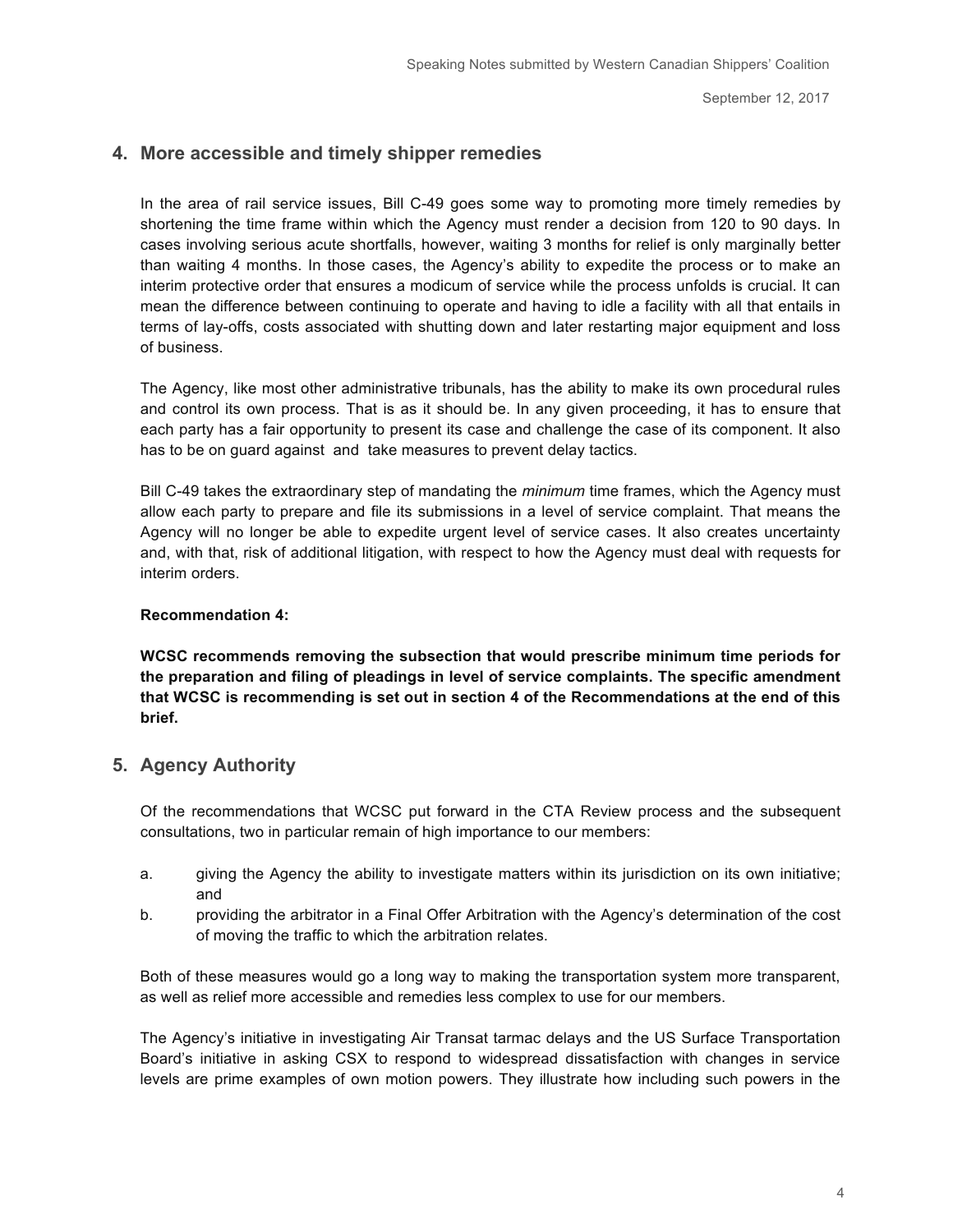## 4. More accessible and timely shipper remedies

In the area of rail service issues, Bill C-49 goes some way to promoting more timely remedies by shortening the time frame within which the Agency must render a decision from 120 to 90 days. In cases involving serious acute shortfalls, however, waiting 3 months for relief is only marginally better than waiting 4 months. In those cases, the Agency's ability to expedite the process or to make an interim protective order that ensures a modicum of service while the process unfolds is crucial. It can mean the difference between continuing to operate and having to idle a facility with all that entails in terms of lay-offs, costs associated with shutting down and later restarting major equipment and loss of business.

The Agency, like most other administrative tribunals, has the ability to make its own procedural rules and control its own process. That is as it should be. In any given proceeding, it has to ensure that each party has a fair opportunity to present its case and challenge the case of its component. It also has to be on guard against and take measures to prevent delay tactics.

Bill C-49 takes the extraordinary step of mandating the *minimum* time frames, which the Agency must allow each party to prepare and file its submissions in a level of service complaint. That means the Agency will no longer be able to expedite urgent level of service cases. It also creates uncertainty and, with that, risk of additional litigation, with respect to how the Agency must deal with requests for interim orders.

**Recommendation 4:**

**WCSC recommends removing the subsection that would prescribe minimum time periods for the preparation and filing of pleadings in level of service complaints. The specific amendment that WCSC is recommending is set out in section 4 of the Recommendations at the end of this brief.**

## 5. Agency Authority

Of the recommendations that WCSC put forward in the CTA Review process and the subsequent consultations, two in particular remain of high importance to our members:

a. giving the Agency the ability to investigate matters within its jurisdiction on its own initiative; and

b. providing the arbitrator in a Final Offer Arbitration with the Agency's determination of the cost of moving the traffic to which the arbitration relates.

Both of these measures would go a long way to making the transportation system more transparent, as well as relief more accessible and remedies less complex to use for our members.

The Agency's initiative in investigating Air Transat tarmac delays and the US Surface Transportation Board's initiative in asking CSX to respond to widespread dissatisfaction with changes in service levels are prime examples of own motion powers. They illustrate how including such powers in the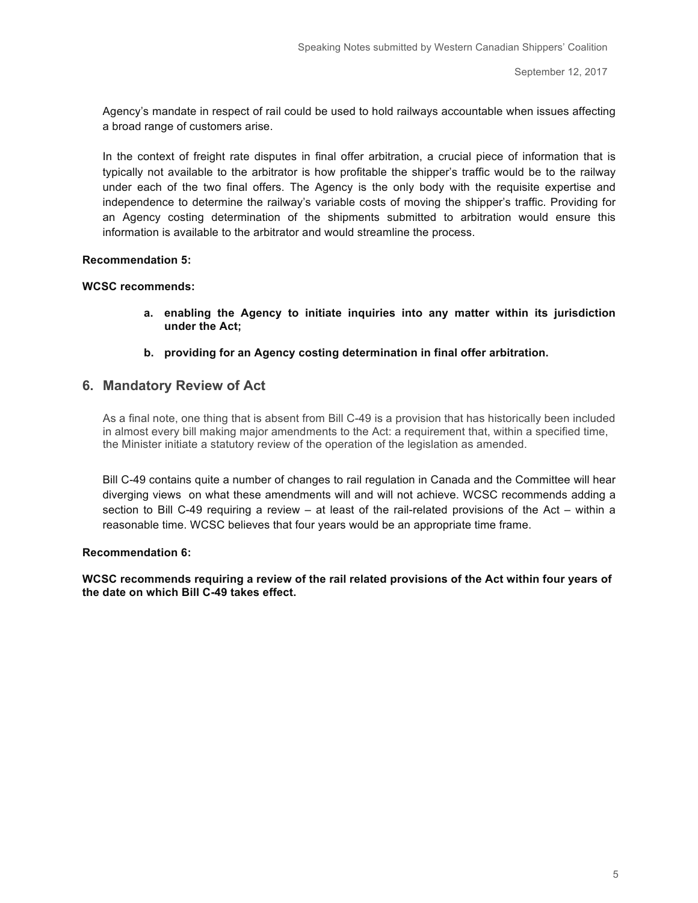Agency's mandate in respect of rail could be used to hold railways accountable when issues affecting a broad range of customers arise.

In the context of freight rate disputes in final offer arbitration, a crucial piece of information that is typically not available to the arbitrator is how profitable the shipper's traffic would be to the railway under each of the two final offers. The Agency is the only body with the requisite expertise and independence to determine the railway's variable costs of moving the shipper's traffic. Providing for an Agency costing determination of the shipments submitted to arbitration would ensure this information is available to the arbitrator and would streamline the process.

**Recommendation 5:**

**WCSC recommends:**

a. **enabling the Agency to initiate inquiries into any matter within its jurisdiction under the Act;**

b. **providing for an Agency costing determination in final offer arbitration.**

## 6. Mandatory Review of Act

As a final note, one thing that is absent from Bill C-49 is a provision that has historically been included in almost every bill making major amendments to the Act: a requirement that, within a specified time, the Minister initiate a statutory review of the operation of the legislation as amended.

Bill C-49 contains quite a number of changes to rail regulation in Canada and the Committee will hear diverging views on what these amendments will and will not achieve. WCSC recommends adding a section to Bill C-49 requiring a review – at least of the rail-related provisions of the Act – within a reasonable time. WCSC believes that four years would be an appropriate time frame.

**Recommendation 6:**

**WCSC recommends requiring a review of the rail related provisions of the Act within four years of the date on which Bill C-49 takes effect.**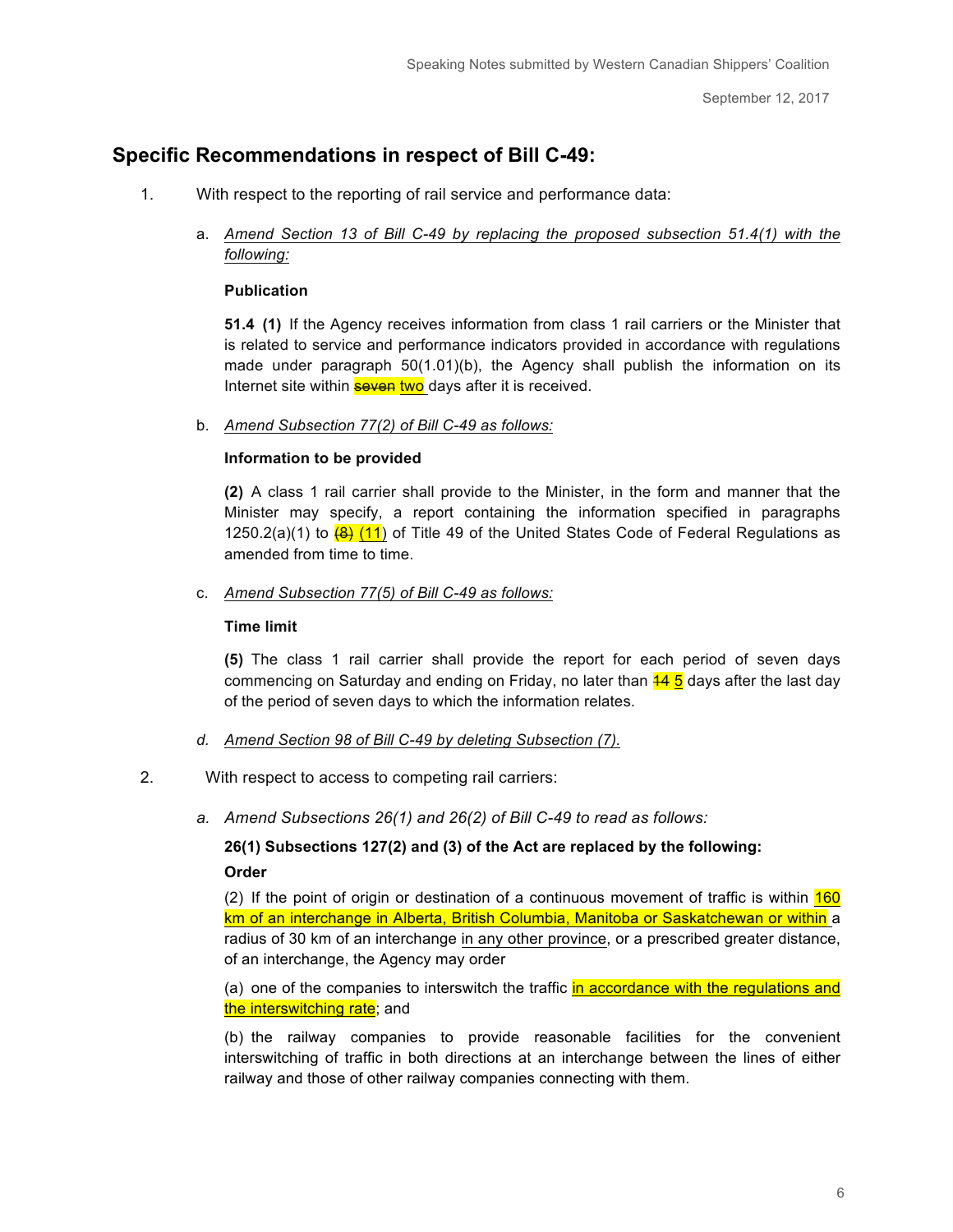## Specific Recommendations in respect of Bill C-49:

1. With respect to the reporting of rail service and performance data:

   a. *Amend Section 13 of Bill C-49 by replacing the proposed subsection 51.4(1) with the following:*

      **Publication**

      **51.4 (1)** If the Agency receives information from class 1 rail carriers or the Minister that is related to service and performance indicators provided in accordance with regulations made under paragraph 50(1.01)(b), the Agency shall publish the information on its Internet site within ~~seven~~ two days after it is received.

   b. *Amend Subsection 77(2) of Bill C-49 as follows:*

      **Information to be provided**

      **(2)** A class 1 rail carrier shall provide to the Minister, in the form and manner that the Minister may specify, a report containing the information specified in paragraphs 1250.2(a)(1) to ~~(8)~~ (11) of Title 49 of the United States Code of Federal Regulations as amended from time to time.

   c. *Amend Subsection 77(5) of Bill C-49 as follows:*

      **Time limit**

      **(5)** The class 1 rail carrier shall provide the report for each period of seven days commencing on Saturday and ending on Friday, no later than ~~14~~ 5 days after the last day of the period of seven days to which the information relates.

   d. *Amend Section 98 of Bill C-49 by deleting Subsection (7).*

2. With respect to access to competing rail carriers:

   a. *Amend Subsections 26(1) and 26(2) of Bill C-49 to read as follows:*

      **26(1) Subsections 127(2) and (3) of the Act are replaced by the following:**

      **Order**

      (2) If the point of origin or destination of a continuous movement of traffic is within 160 km of an interchange in Alberta, British Columbia, Manitoba or Saskatchewan or within a radius of 30 km of an interchange in any other province, or a prescribed greater distance, of an interchange, the Agency may order

      (a) one of the companies to interswitch the traffic in accordance with the regulations and the interswitching rate; and

      (b) the railway companies to provide reasonable facilities for the convenient interswitching of traffic in both directions at an interchange between the lines of either railway and those of other railway companies connecting with them.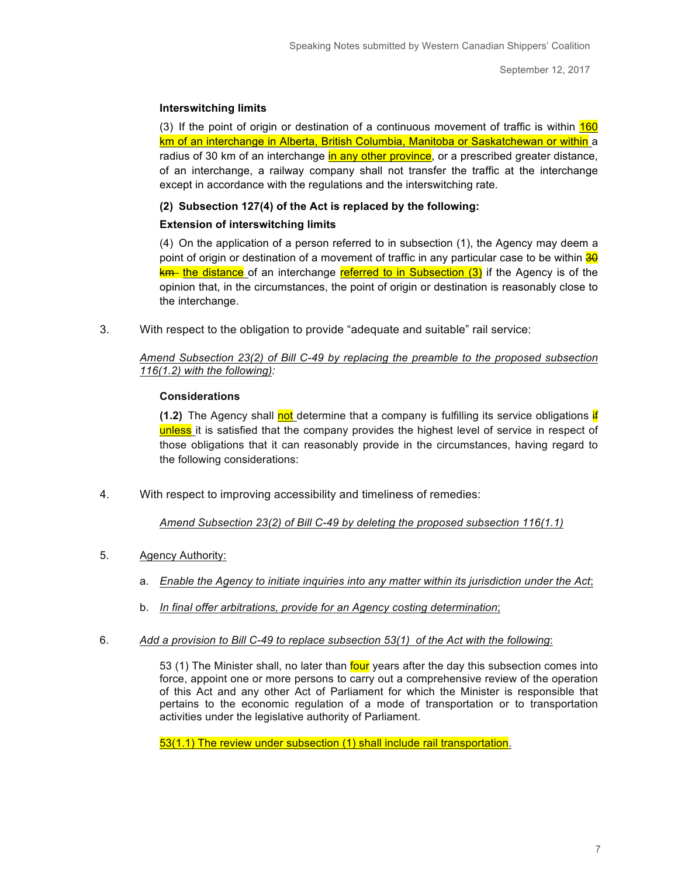**Interswitching limits**

(3) If the point of origin or destination of a continuous movement of traffic is within 160 km of an interchange in Alberta, British Columbia, Manitoba or Saskatchewan or within a radius of 30 km of an interchange in any other province, or a prescribed greater distance, of an interchange, a railway company shall not transfer the traffic at the interchange except in accordance with the regulations and the interswitching rate.

**(2) Subsection 127(4) of the Act is replaced by the following:**

**Extension of interswitching limits**

(4) On the application of a person referred to in subsection (1), the Agency may deem a point of origin or destination of a movement of traffic in any particular case to be within ~~30 km~~ the distance of an interchange referred to in Subsection (3) if the Agency is of the opinion that, in the circumstances, the point of origin or destination is reasonably close to the interchange.

3. With respect to the obligation to provide "adequate and suitable" rail service:

   *Amend Subsection 23(2) of Bill C-49 by replacing the preamble to the proposed subsection 116(1.2) with the following):*

   **Considerations**

   **(1.2)** The Agency shall not determine that a company is fulfilling its service obligations ~~if~~ unless it is satisfied that the company provides the highest level of service in respect of those obligations that it can reasonably provide in the circumstances, having regard to the following considerations:

4. With respect to improving accessibility and timeliness of remedies:

   *Amend Subsection 23(2) of Bill C-49 by deleting the proposed subsection 116(1.1)*

5. Agency Authority:

   a. *Enable the Agency to initiate inquiries into any matter within its jurisdiction under the Act*;

   b. *In final offer arbitrations, provide for an Agency costing determination*;

6. *Add a provision to Bill C-49 to replace subsection 53(1) of the Act with the following*:

   53 (1) The Minister shall, no later than four years after the day this subsection comes into force, appoint one or more persons to carry out a comprehensive review of the operation of this Act and any other Act of Parliament for which the Minister is responsible that pertains to the economic regulation of a mode of transportation or to transportation activities under the legislative authority of Parliament.

   53(1.1) The review under subsection (1) shall include rail transportation.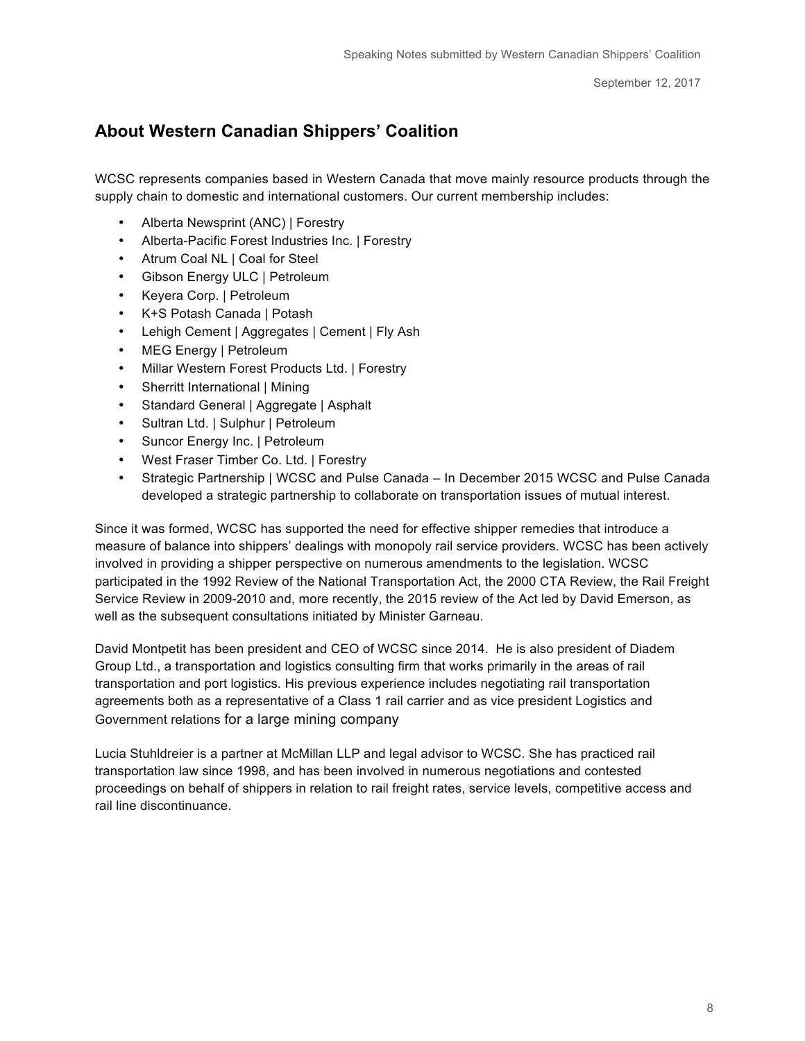## About Western Canadian Shippers' Coalition

WCSC represents companies based in Western Canada that move mainly resource products through the supply chain to domestic and international customers. Our current membership includes:

- Alberta Newsprint (ANC) | Forestry
- Alberta-Pacific Forest Industries Inc. | Forestry
- Atrum Coal NL | Coal for Steel
- Gibson Energy ULC | Petroleum
- Keyera Corp. | Petroleum
- K+S Potash Canada | Potash
- Lehigh Cement | Aggregates | Cement | Fly Ash
- MEG Energy | Petroleum
- Millar Western Forest Products Ltd. | Forestry
- Sherritt International | Mining
- Standard General | Aggregate | Asphalt
- Sultran Ltd. | Sulphur | Petroleum
- Suncor Energy Inc. | Petroleum
- West Fraser Timber Co. Ltd. | Forestry
- Strategic Partnership | WCSC and Pulse Canada – In December 2015 WCSC and Pulse Canada developed a strategic partnership to collaborate on transportation issues of mutual interest.

Since it was formed, WCSC has supported the need for effective shipper remedies that introduce a measure of balance into shippers' dealings with monopoly rail service providers. WCSC has been actively involved in providing a shipper perspective on numerous amendments to the legislation. WCSC participated in the 1992 Review of the National Transportation Act, the 2000 CTA Review, the Rail Freight Service Review in 2009-2010 and, more recently, the 2015 review of the Act led by David Emerson, as well as the subsequent consultations initiated by Minister Garneau.

David Montpetit has been president and CEO of WCSC since 2014. He is also president of Diadem Group Ltd., a transportation and logistics consulting firm that works primarily in the areas of rail transportation and port logistics. His previous experience includes negotiating rail transportation agreements both as a representative of a Class 1 rail carrier and as vice president Logistics and Government relations for a large mining company

Lucia Stuhldreier is a partner at McMillan LLP and legal advisor to WCSC. She has practiced rail transportation law since 1998, and has been involved in numerous negotiations and contested proceedings on behalf of shippers in relation to rail freight rates, service levels, competitive access and rail line discontinuance.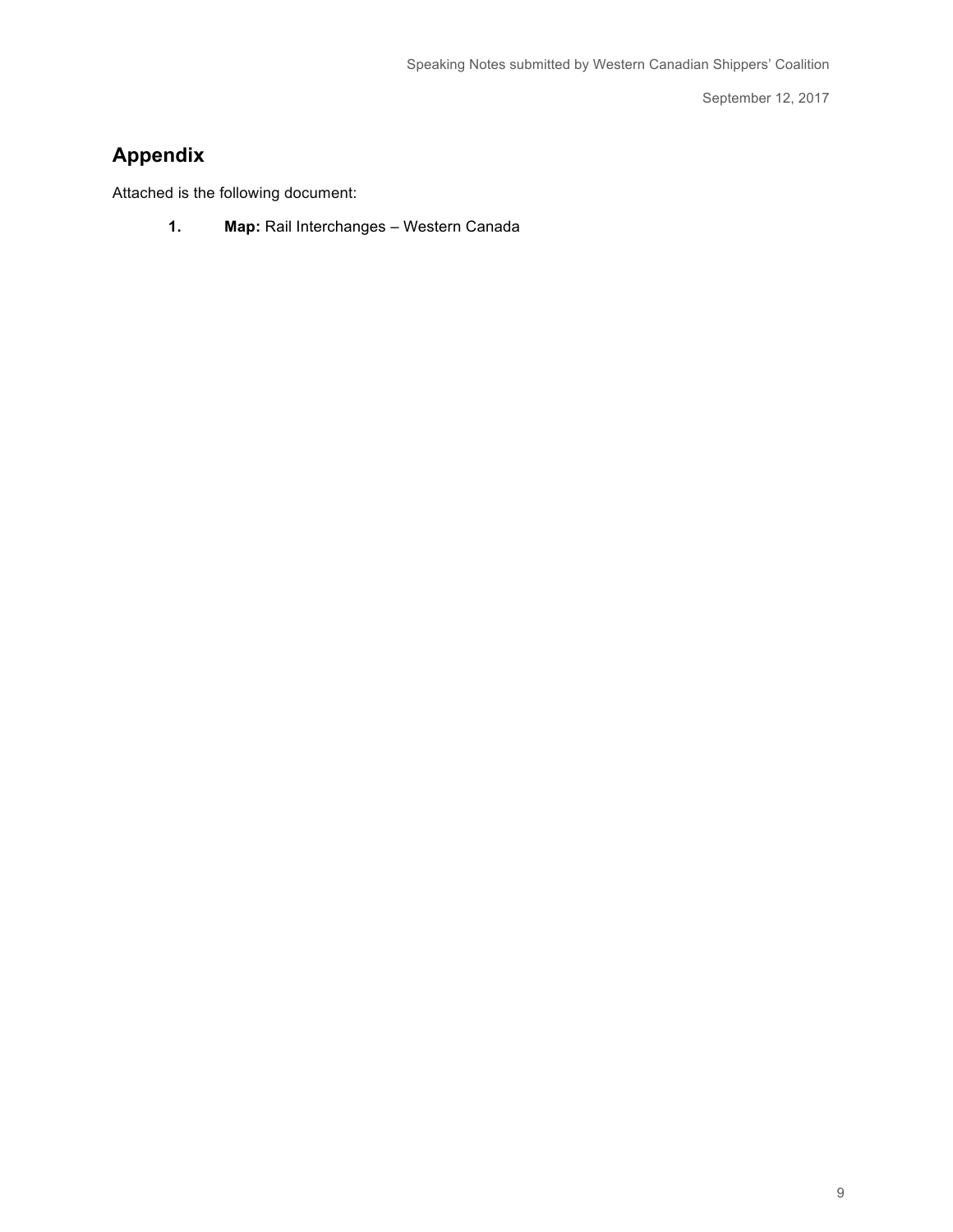## Appendix

Attached is the following document:

1. **Map:** Rail Interchanges – Western Canada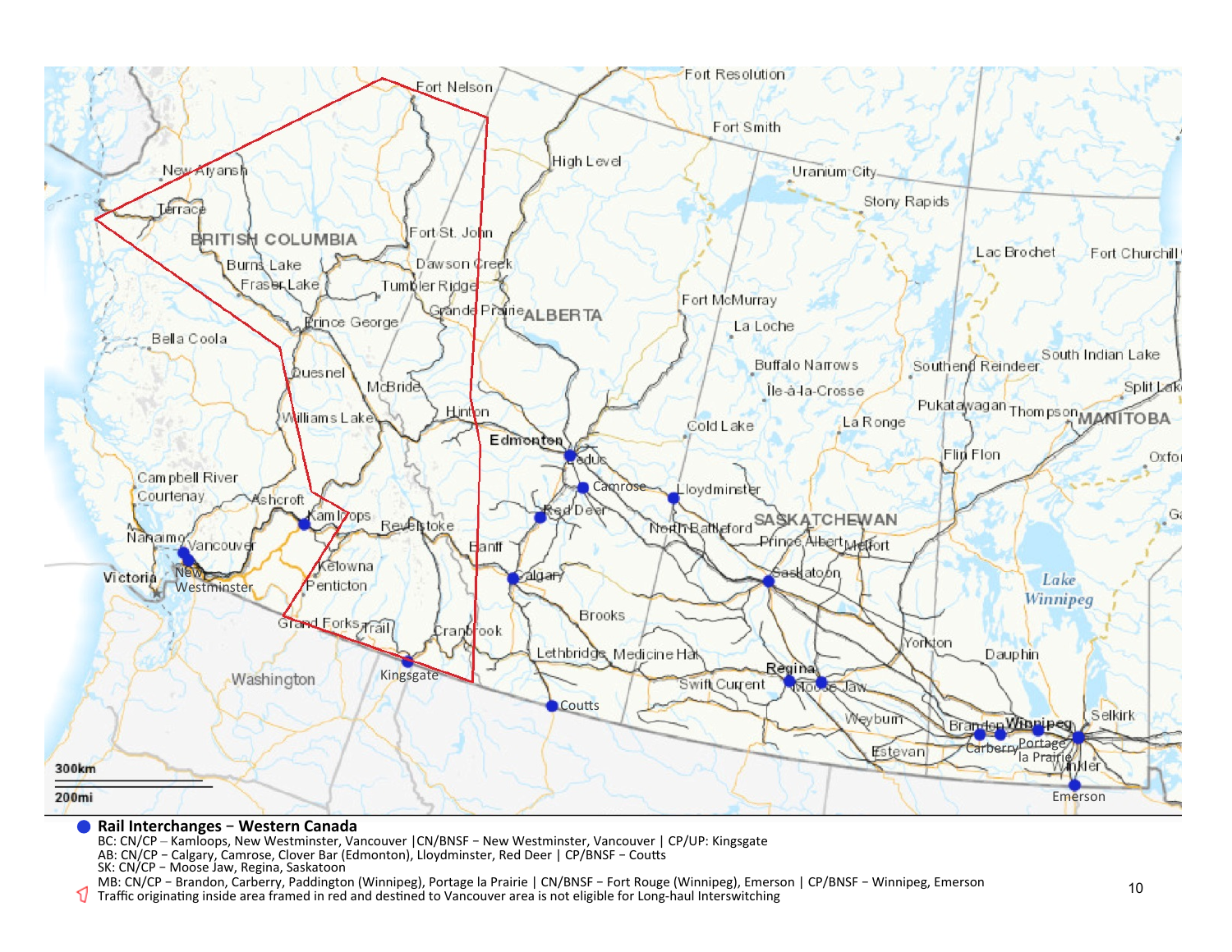300km

200mi

**Rail Interchanges – Western Canada**

BC: CN/CP – Kamloops, New Westminster, Vancouver |CN/BNSF – New Westminster, Vancouver | CP/UP: Kingsgate

AB: CN/CP – Calgary, Camrose, Clover Bar (Edmonton), Lloydminster, Red Deer | CP/BNSF – Coutts

SK: CN/CP – Moose Jaw, Regina, Saskatoon

MB: CN/CP – Brandon, Carberry, Paddington (Winnipeg), Portage la Prairie | CN/BNSF – Fort Rouge (Winnipeg), Emerson | CP/BNSF – Winnipeg, Emerson

Traffic originating inside area framed in red and destined to Vancouver area is not eligible for Long-haul Interswitching